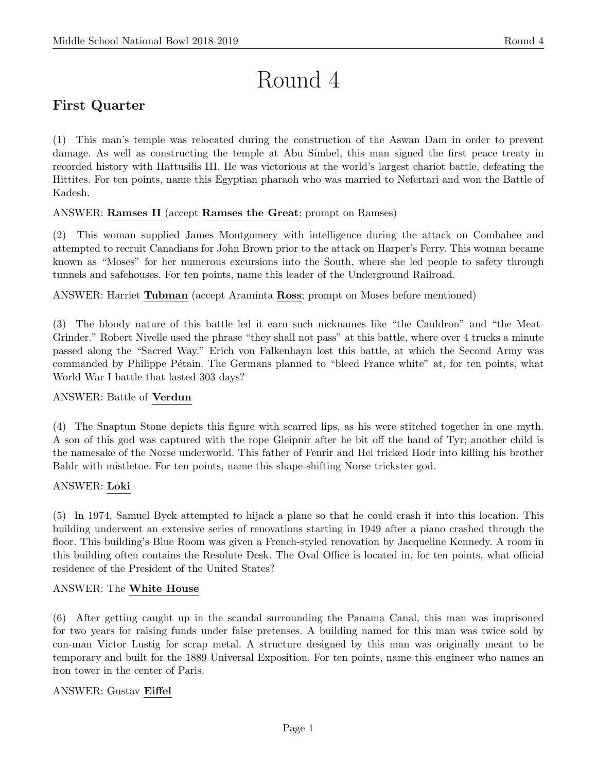# Round 4

## First Quarter

(1) This man's temple was relocated during the construction of the Aswan Dam in order to prevent damage. As well as constructing the temple at Abu Simbel, this man signed the first peace treaty in recorded history with Hattusilis III. He was victorious at the world's largest chariot battle, defeating the Hittites. For ten points, name this Egyptian pharaoh who was married to Nefertari and won the Battle of Kadesh.

ANSWER: **Ramses II** (accept **Ramses the Great**; prompt on Ramses)

(2) This woman supplied James Montgomery with intelligence during the attack on Combahee and attempted to recruit Canadians for John Brown prior to the attack on Harper's Ferry. This woman became known as "Moses" for her numerous excursions into the South, where she led people to safety through tunnels and safehouses. For ten points, name this leader of the Underground Railroad.

ANSWER: Harriet **Tubman** (accept Araminta **Ross**; prompt on Moses before mentioned)

(3) The bloody nature of this battle led it earn such nicknames like "the Cauldron" and "the Meat-Grinder." Robert Nivelle used the phrase "they shall not pass" at this battle, where over 4 trucks a minute passed along the "Sacred Way." Erich von Falkenhayn lost this battle, at which the Second Army was commanded by Philippe Pétain. The Germans planned to "bleed France white" at, for ten points, what World War I battle that lasted 303 days?

ANSWER: Battle of **Verdun**

(4) The Snaptun Stone depicts this figure with scarred lips, as his were stitched together in one myth. A son of this god was captured with the rope Gleipnir after he bit off the hand of Tyr; another child is the namesake of the Norse underworld. This father of Fenrir and Hel tricked Hodr into killing his brother Baldr with mistletoe. For ten points, name this shape-shifting Norse trickster god.

ANSWER: **Loki**

(5) In 1974, Samuel Byck attempted to hijack a plane so that he could crash it into this location. This building underwent an extensive series of renovations starting in 1949 after a piano crashed through the floor. This building's Blue Room was given a French-styled renovation by Jacqueline Kennedy. A room in this building often contains the Resolute Desk. The Oval Office is located in, for ten points, what official residence of the President of the United States?

ANSWER: The **White House**

(6) After getting caught up in the scandal surrounding the Panama Canal, this man was imprisoned for two years for raising funds under false pretenses. A building named for this man was twice sold by con-man Victor Lustig for scrap metal. A structure designed by this man was originally meant to be temporary and built for the 1889 Universal Exposition. For ten points, name this engineer who names an iron tower in the center of Paris.

ANSWER: Gustav **Eiffel**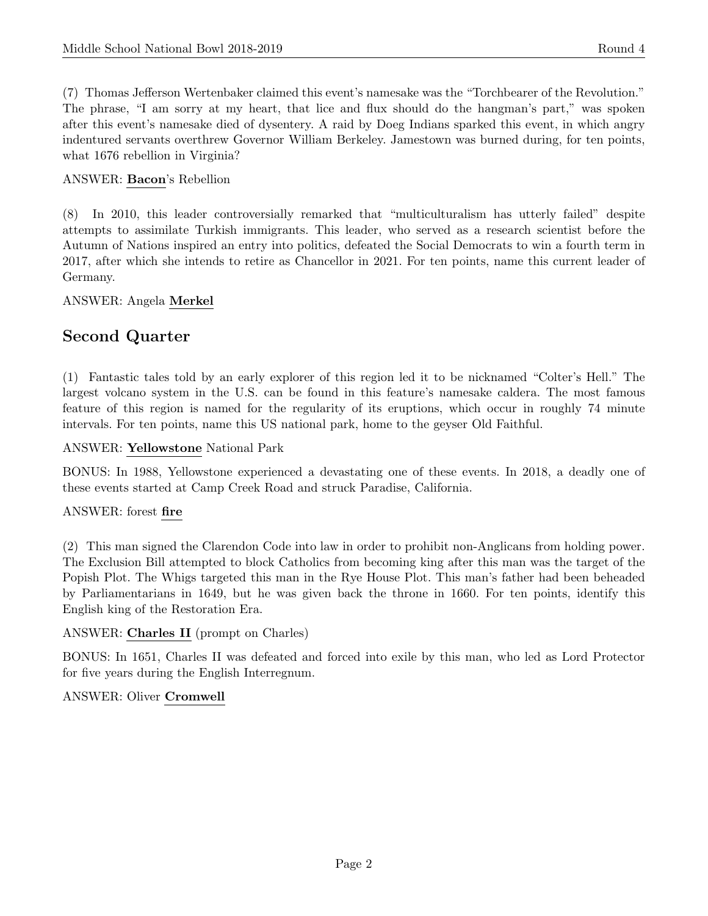(7) Thomas Jefferson Wertenbaker claimed this event's namesake was the "Torchbearer of the Revolution." The phrase, "I am sorry at my heart, that lice and flux should do the hangman's part," was spoken after this event's namesake died of dysentery. A raid by Doeg Indians sparked this event, in which angry indentured servants overthrew Governor William Berkeley. Jamestown was burned during, for ten points, what 1676 rebellion in Virginia?

ANSWER: **Bacon**'s Rebellion

(8) In 2010, this leader controversially remarked that "multiculturalism has utterly failed" despite attempts to assimilate Turkish immigrants. This leader, who served as a research scientist before the Autumn of Nations inspired an entry into politics, defeated the Social Democrats to win a fourth term in 2017, after which she intends to retire as Chancellor in 2021. For ten points, name this current leader of Germany.

ANSWER: Angela **Merkel**

## Second Quarter

(1) Fantastic tales told by an early explorer of this region led it to be nicknamed "Colter's Hell." The largest volcano system in the U.S. can be found in this feature's namesake caldera. The most famous feature of this region is named for the regularity of its eruptions, which occur in roughly 74 minute intervals. For ten points, name this US national park, home to the geyser Old Faithful.

ANSWER: **Yellowstone** National Park

BONUS: In 1988, Yellowstone experienced a devastating one of these events. In 2018, a deadly one of these events started at Camp Creek Road and struck Paradise, California.

ANSWER: forest **fire**

(2) This man signed the Clarendon Code into law in order to prohibit non-Anglicans from holding power. The Exclusion Bill attempted to block Catholics from becoming king after this man was the target of the Popish Plot. The Whigs targeted this man in the Rye House Plot. This man's father had been beheaded by Parliamentarians in 1649, but he was given back the throne in 1660. For ten points, identify this English king of the Restoration Era.

ANSWER: **Charles II** (prompt on Charles)

BONUS: In 1651, Charles II was defeated and forced into exile by this man, who led as Lord Protector for five years during the English Interregnum.

ANSWER: Oliver **Cromwell**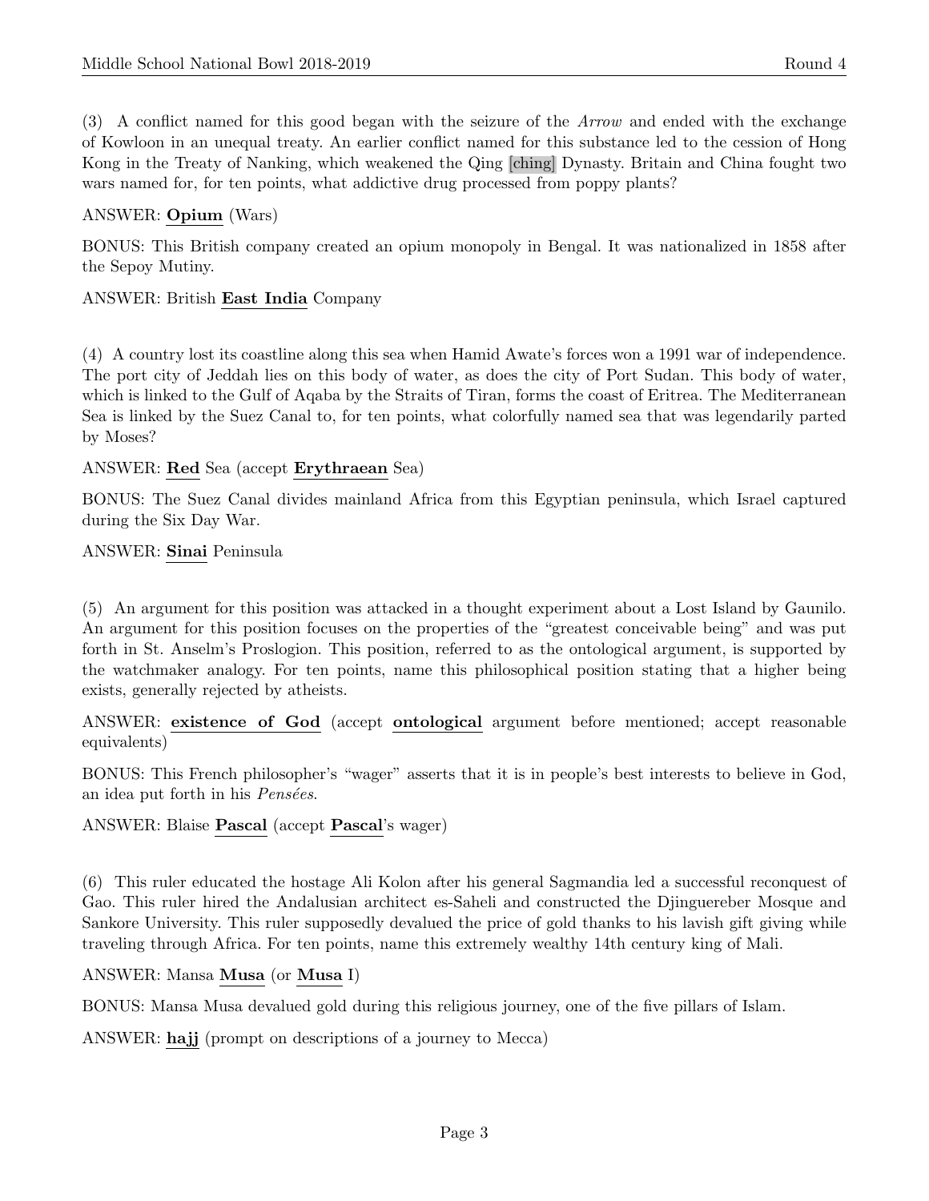(3) A conflict named for this good began with the seizure of the *Arrow* and ended with the exchange of Kowloon in an unequal treaty. An earlier conflict named for this substance led to the cession of Hong Kong in the Treaty of Nanking, which weakened the Qing [ching] Dynasty. Britain and China fought two wars named for, for ten points, what addictive drug processed from poppy plants?

ANSWER: **Opium** (Wars)

BONUS: This British company created an opium monopoly in Bengal. It was nationalized in 1858 after the Sepoy Mutiny.

ANSWER: British **East India** Company

(4) A country lost its coastline along this sea when Hamid Awate's forces won a 1991 war of independence. The port city of Jeddah lies on this body of water, as does the city of Port Sudan. This body of water, which is linked to the Gulf of Aqaba by the Straits of Tiran, forms the coast of Eritrea. The Mediterranean Sea is linked by the Suez Canal to, for ten points, what colorfully named sea that was legendarily parted by Moses?

ANSWER: **Red** Sea (accept **Erythraean** Sea)

BONUS: The Suez Canal divides mainland Africa from this Egyptian peninsula, which Israel captured during the Six Day War.

ANSWER: **Sinai** Peninsula

(5) An argument for this position was attacked in a thought experiment about a Lost Island by Gaunilo. An argument for this position focuses on the properties of the "greatest conceivable being" and was put forth in St. Anselm's Proslogion. This position, referred to as the ontological argument, is supported by the watchmaker analogy. For ten points, name this philosophical position stating that a higher being exists, generally rejected by atheists.

ANSWER: **existence of God** (accept **ontological** argument before mentioned; accept reasonable equivalents)

BONUS: This French philosopher's "wager" asserts that it is in people's best interests to believe in God, an idea put forth in his *Pensées*.

ANSWER: Blaise **Pascal** (accept **Pascal**'s wager)

(6) This ruler educated the hostage Ali Kolon after his general Sagmandia led a successful reconquest of Gao. This ruler hired the Andalusian architect es-Saheli and constructed the Djinguereber Mosque and Sankore University. This ruler supposedly devalued the price of gold thanks to his lavish gift giving while traveling through Africa. For ten points, name this extremely wealthy 14th century king of Mali.

ANSWER: Mansa **Musa** (or **Musa** I)

BONUS: Mansa Musa devalued gold during this religious journey, one of the five pillars of Islam.

ANSWER: **hajj** (prompt on descriptions of a journey to Mecca)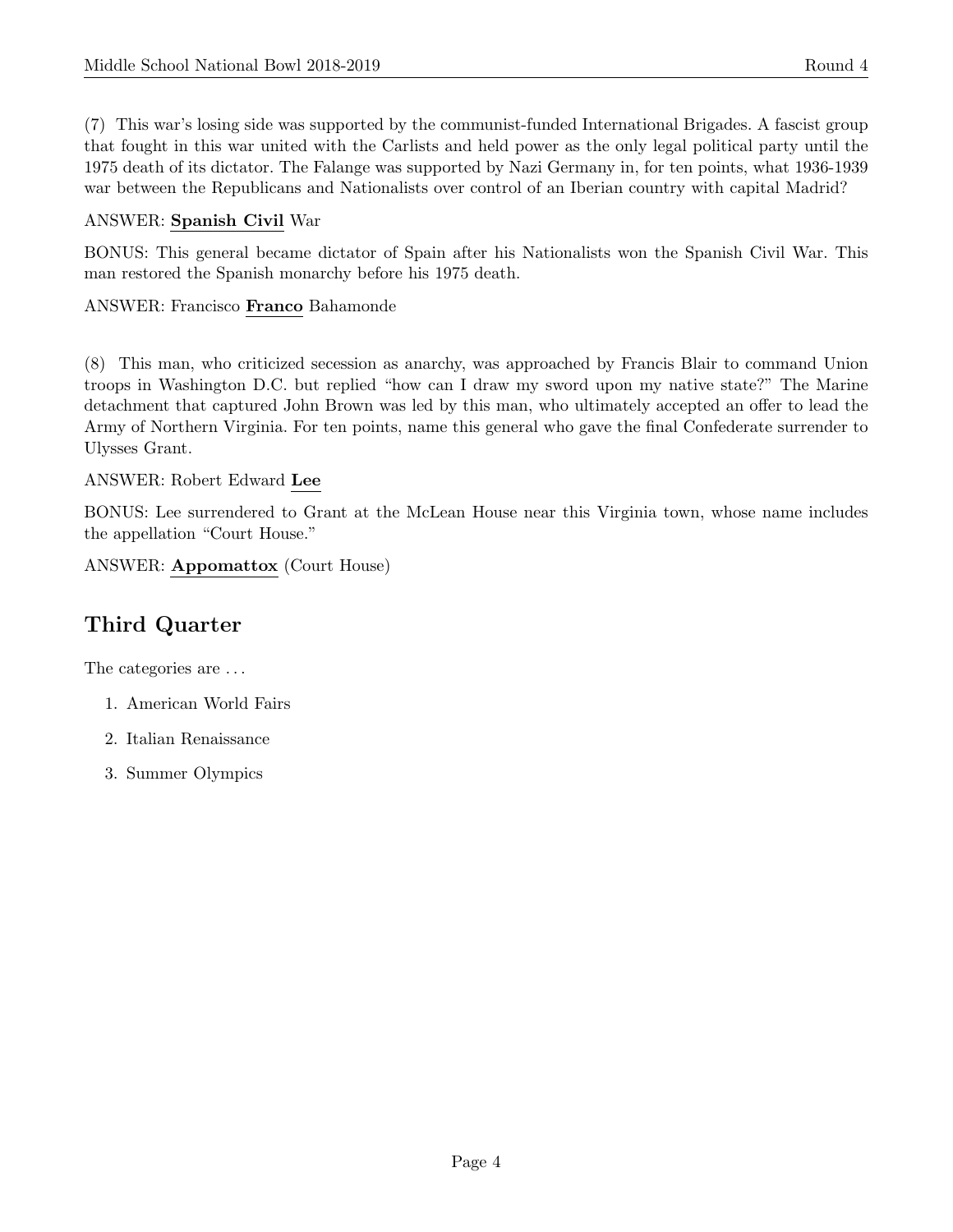(7) This war's losing side was supported by the communist-funded International Brigades. A fascist group that fought in this war united with the Carlists and held power as the only legal political party until the 1975 death of its dictator. The Falange was supported by Nazi Germany in, for ten points, what 1936-1939 war between the Republicans and Nationalists over control of an Iberian country with capital Madrid?

ANSWER: **Spanish Civil** War

BONUS: This general became dictator of Spain after his Nationalists won the Spanish Civil War. This man restored the Spanish monarchy before his 1975 death.

ANSWER: Francisco **Franco** Bahamonde

(8) This man, who criticized secession as anarchy, was approached by Francis Blair to command Union troops in Washington D.C. but replied "how can I draw my sword upon my native state?" The Marine detachment that captured John Brown was led by this man, who ultimately accepted an offer to lead the Army of Northern Virginia. For ten points, name this general who gave the final Confederate surrender to Ulysses Grant.

ANSWER: Robert Edward **Lee**

BONUS: Lee surrendered to Grant at the McLean House near this Virginia town, whose name includes the appellation "Court House."

ANSWER: **Appomattox** (Court House)

## Third Quarter

The categories are . . .

1. American World Fairs
2. Italian Renaissance
3. Summer Olympics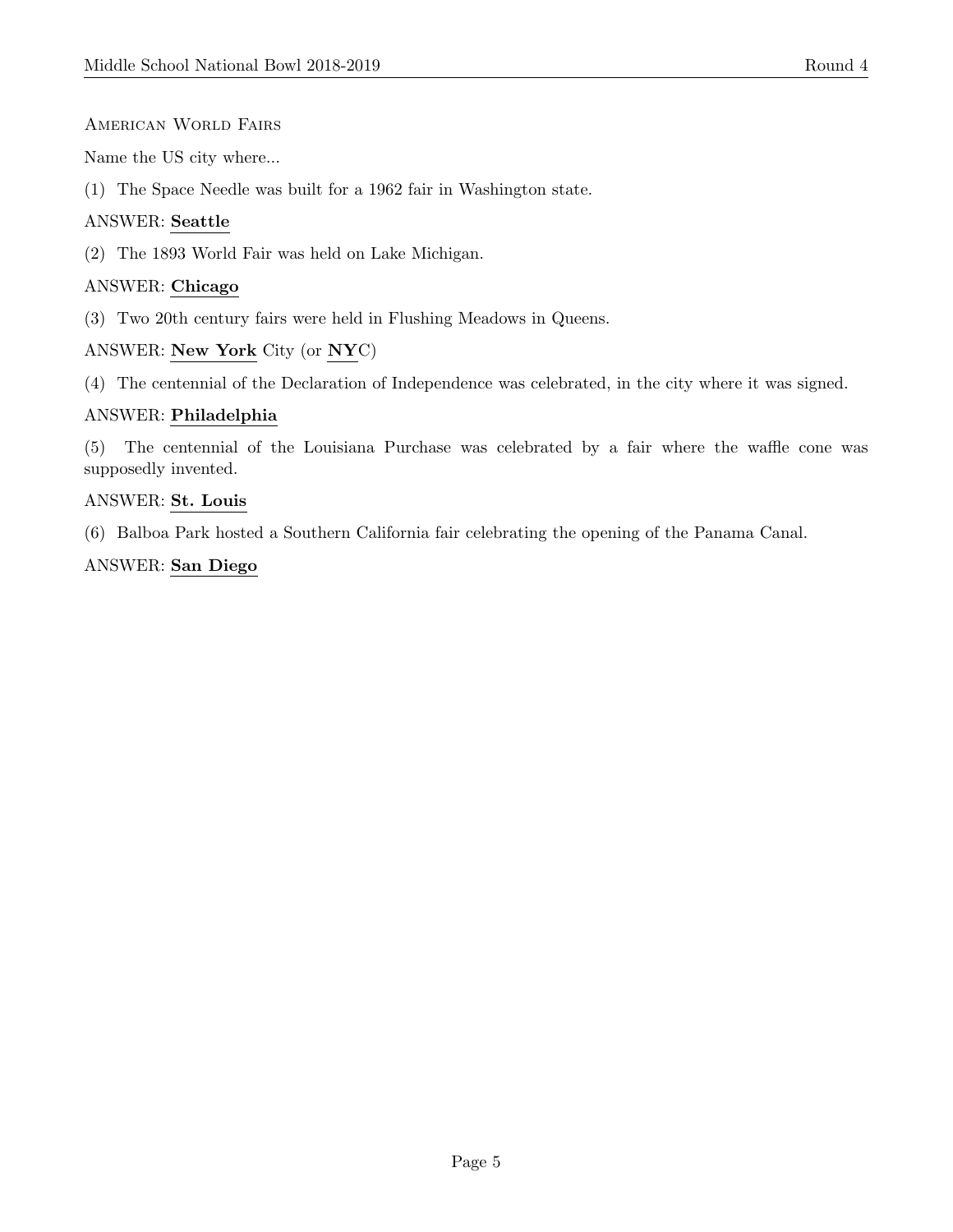## American World Fairs

Name the US city where...

(1) The Space Needle was built for a 1962 fair in Washington state.

ANSWER: **Seattle**

(2) The 1893 World Fair was held on Lake Michigan.

ANSWER: **Chicago**

(3) Two 20th century fairs were held in Flushing Meadows in Queens.

ANSWER: **New York** City (or **NY**C)

(4) The centennial of the Declaration of Independence was celebrated, in the city where it was signed.

ANSWER: **Philadelphia**

(5) The centennial of the Louisiana Purchase was celebrated by a fair where the waffle cone was supposedly invented.

ANSWER: **St. Louis**

(6) Balboa Park hosted a Southern California fair celebrating the opening of the Panama Canal.

ANSWER: **San Diego**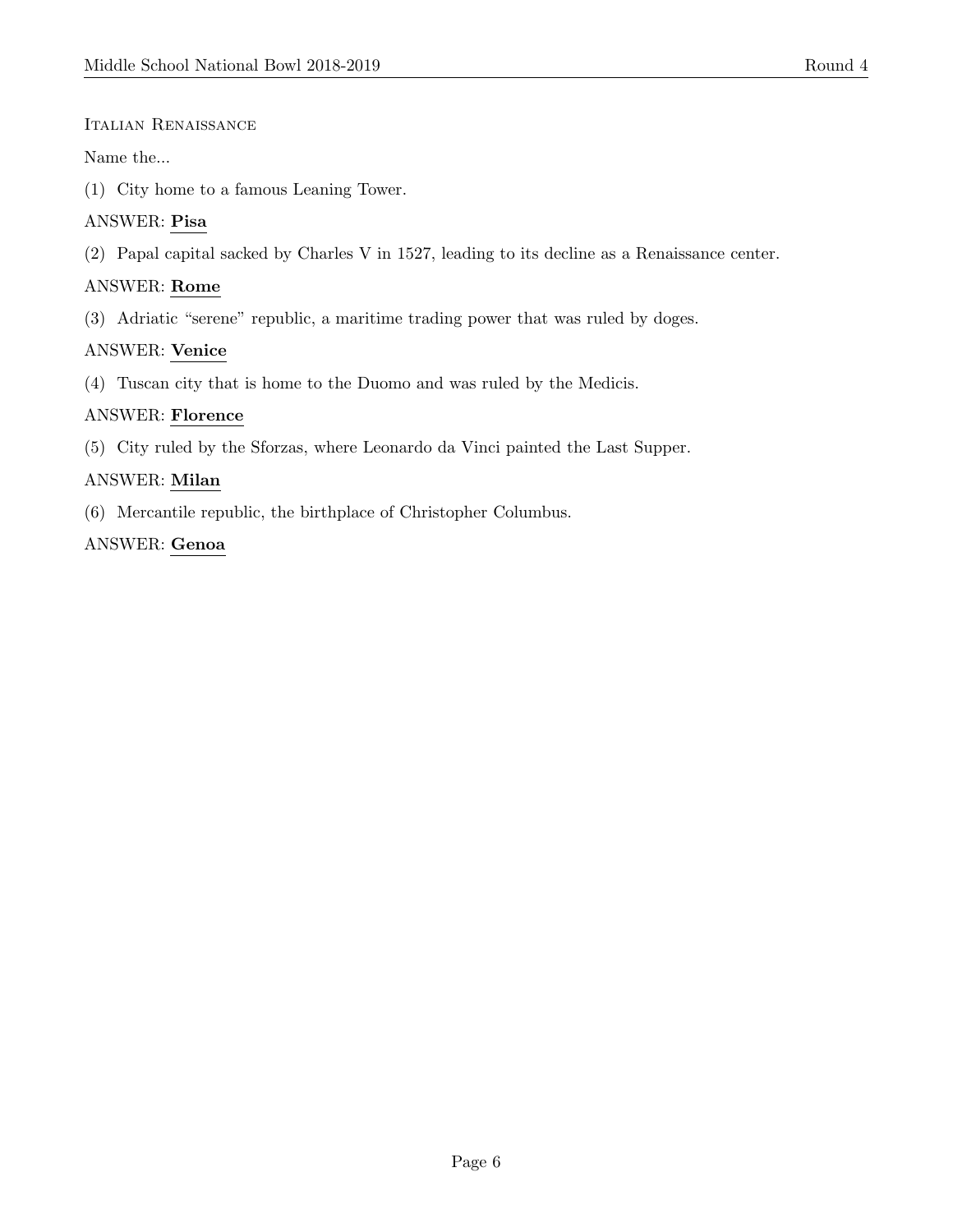Italian Renaissance

Name the...

(1) City home to a famous Leaning Tower.

ANSWER: **Pisa**

(2) Papal capital sacked by Charles V in 1527, leading to its decline as a Renaissance center.

ANSWER: **Rome**

(3) Adriatic "serene" republic, a maritime trading power that was ruled by doges.

ANSWER: **Venice**

(4) Tuscan city that is home to the Duomo and was ruled by the Medicis.

ANSWER: **Florence**

(5) City ruled by the Sforzas, where Leonardo da Vinci painted the Last Supper.

ANSWER: **Milan**

(6) Mercantile republic, the birthplace of Christopher Columbus.

ANSWER: **Genoa**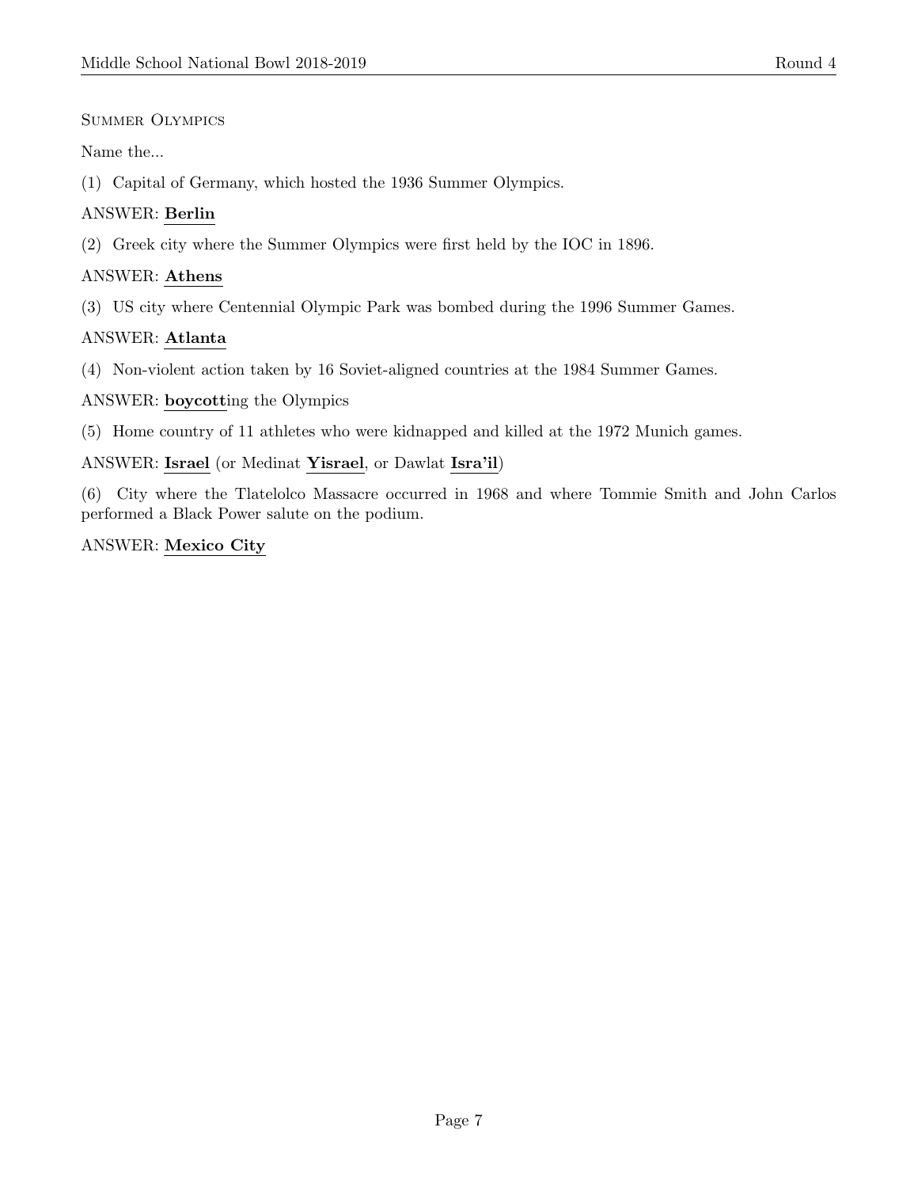Summer Olympics

Name the...

(1) Capital of Germany, which hosted the 1936 Summer Olympics.

ANSWER: **Berlin**

(2) Greek city where the Summer Olympics were first held by the IOC in 1896.

ANSWER: **Athens**

(3) US city where Centennial Olympic Park was bombed during the 1996 Summer Games.

ANSWER: **Atlanta**

(4) Non-violent action taken by 16 Soviet-aligned countries at the 1984 Summer Games.

ANSWER: **boycott**ing the Olympics

(5) Home country of 11 athletes who were kidnapped and killed at the 1972 Munich games.

ANSWER: **Israel** (or Medinat **Yisrael**, or Dawlat **Isra'il**)

(6) City where the Tlatelolco Massacre occurred in 1968 and where Tommie Smith and John Carlos performed a Black Power salute on the podium.

ANSWER: **Mexico City**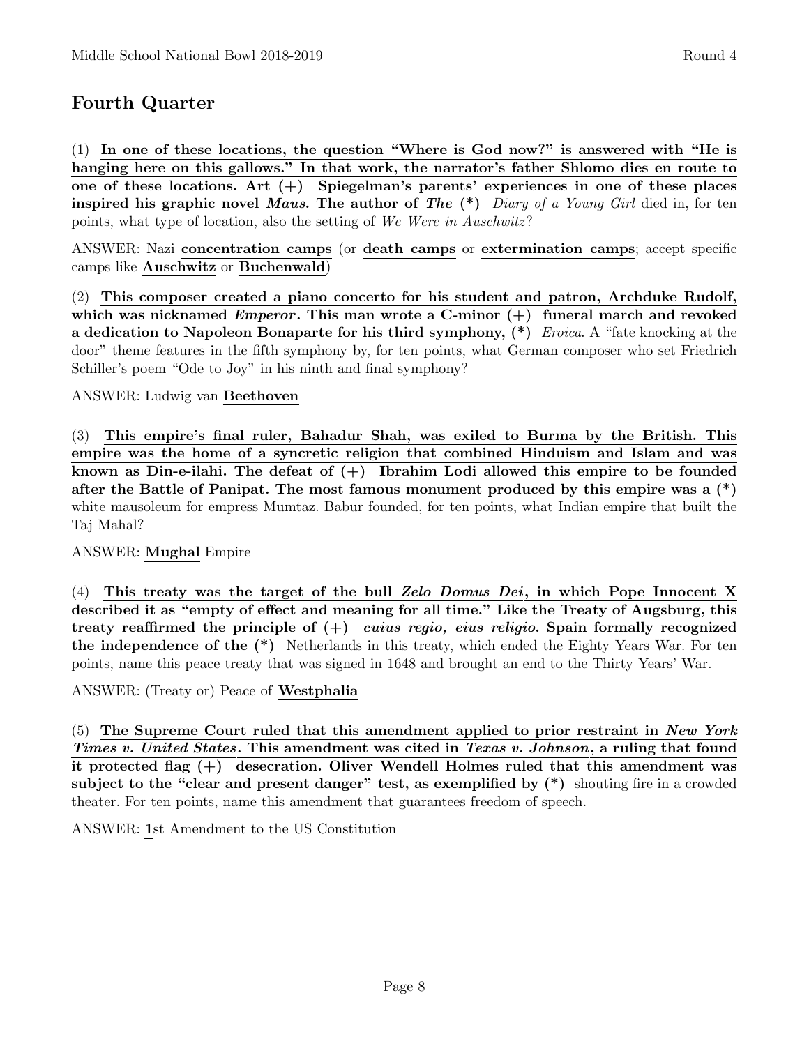## Fourth Quarter

(1) **In one of these locations, the question "Where is God now?" is answered with "He is hanging here on this gallows." In that work, the narrator's father Shlomo dies en route to one of these locations. Art (+) Spiegelman's parents' experiences in one of these places inspired his graphic novel *Maus*. The author of *The* (\*)** *Diary of a Young Girl* died in, for ten points, what type of location, also the setting of *We Were in Auschwitz*?

ANSWER: Nazi **concentration camps** (or **death camps** or **extermination camps**; accept specific camps like **Auschwitz** or **Buchenwald**)

(2) **This composer created a piano concerto for his student and patron, Archduke Rudolf, which was nicknamed *Emperor*. This man wrote a C-minor (+) funeral march and revoked a dedication to Napoleon Bonaparte for his third symphony, (\*)** *Eroica*. A "fate knocking at the door" theme features in the fifth symphony by, for ten points, what German composer who set Friedrich Schiller's poem "Ode to Joy" in his ninth and final symphony?

ANSWER: Ludwig van **Beethoven**

(3) **This empire's final ruler, Bahadur Shah, was exiled to Burma by the British. This empire was the home of a syncretic religion that combined Hinduism and Islam and was known as Din-e-ilahi. The defeat of (+) Ibrahim Lodi allowed this empire to be founded after the Battle of Panipat. The most famous monument produced by this empire was a (\*)** white mausoleum for empress Mumtaz. Babur founded, for ten points, what Indian empire that built the Taj Mahal?

ANSWER: **Mughal** Empire

(4) **This treaty was the target of the bull *Zelo Domus Dei*, in which Pope Innocent X described it as "empty of effect and meaning for all time." Like the Treaty of Augsburg, this treaty reaffirmed the principle of (+) *cuius regio, eius religio*. Spain formally recognized the independence of the (\*)** Netherlands in this treaty, which ended the Eighty Years War. For ten points, name this peace treaty that was signed in 1648 and brought an end to the Thirty Years' War.

ANSWER: (Treaty or) Peace of **Westphalia**

(5) **The Supreme Court ruled that this amendment applied to prior restraint in *New York Times v. United States*. This amendment was cited in *Texas v. Johnson*, a ruling that found it protected flag (+) desecration. Oliver Wendell Holmes ruled that this amendment was subject to the "clear and present danger" test, as exemplified by (\*)** shouting fire in a crowded theater. For ten points, name this amendment that guarantees freedom of speech.

ANSWER: **1**st Amendment to the US Constitution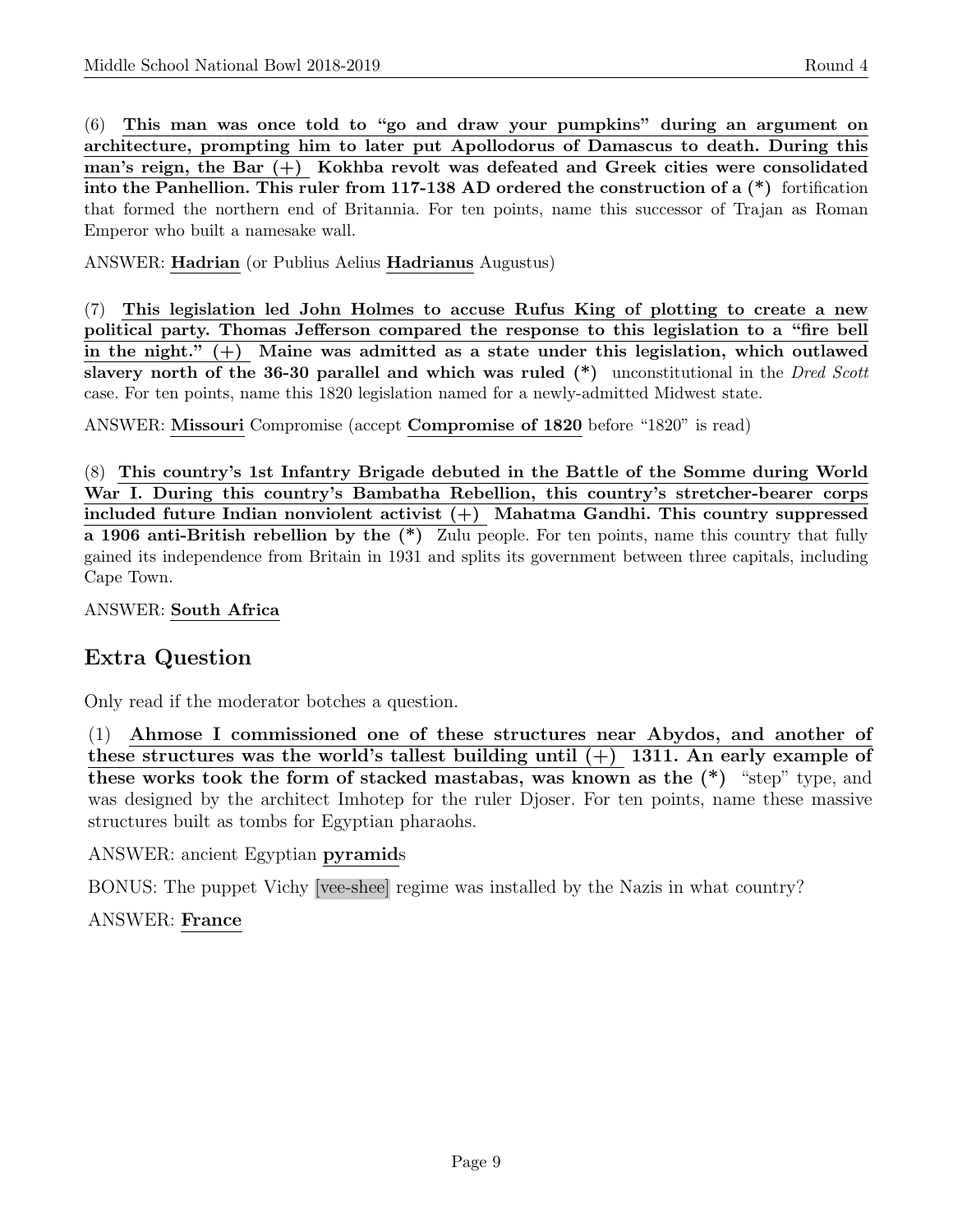(6) **<u>This man was once told to "go and draw your pumpkins" during an argument on architecture, prompting him to later put Apollodorus of Damascus to death. During this man's reign, the Bar (+)</u> Kokhba revolt was defeated and Greek cities were consolidated into the Panhellion. This ruler from 117-138 AD ordered the construction of a (\*)** fortification that formed the northern end of Britannia. For ten points, name this successor of Trajan as Roman Emperor who built a namesake wall.

ANSWER: **<u>Hadrian</u>** (or Publius Aelius **<u>Hadrianus</u>** Augustus)

(7) **<u>This legislation led John Holmes to accuse Rufus King of plotting to create a new political party. Thomas Jefferson compared the response to this legislation to a "fire bell in the night." (+)</u> Maine was admitted as a state under this legislation, which outlawed slavery north of the 36-30 parallel and which was ruled (\*)** unconstitutional in the *Dred Scott* case. For ten points, name this 1820 legislation named for a newly-admitted Midwest state.

ANSWER: **<u>Missouri</u>** Compromise (accept **<u>Compromise of 1820</u>** before "1820" is read)

(8) **<u>This country's 1st Infantry Brigade debuted in the Battle of the Somme during World War I. During this country's Bambatha Rebellion, this country's stretcher-bearer corps included future Indian nonviolent activist (+)</u> Mahatma Gandhi. This country suppressed a 1906 anti-British rebellion by the (\*)** Zulu people. For ten points, name this country that fully gained its independence from Britain in 1931 and splits its government between three capitals, including Cape Town.

ANSWER: **<u>South Africa</u>**

## Extra Question

Only read if the moderator botches a question.

(1) **<u>Ahmose I commissioned one of these structures near Abydos, and another of these structures was the world's tallest building until (+)</u> 1311. An early example of these works took the form of stacked mastabas, was known as the (\*)** "step" type, and was designed by the architect Imhotep for the ruler Djoser. For ten points, name these massive structures built as tombs for Egyptian pharaohs.

ANSWER: ancient Egyptian **<u>pyramid</u>**s

BONUS: The puppet Vichy [vee-shee] regime was installed by the Nazis in what country?

ANSWER: **<u>France</u>**